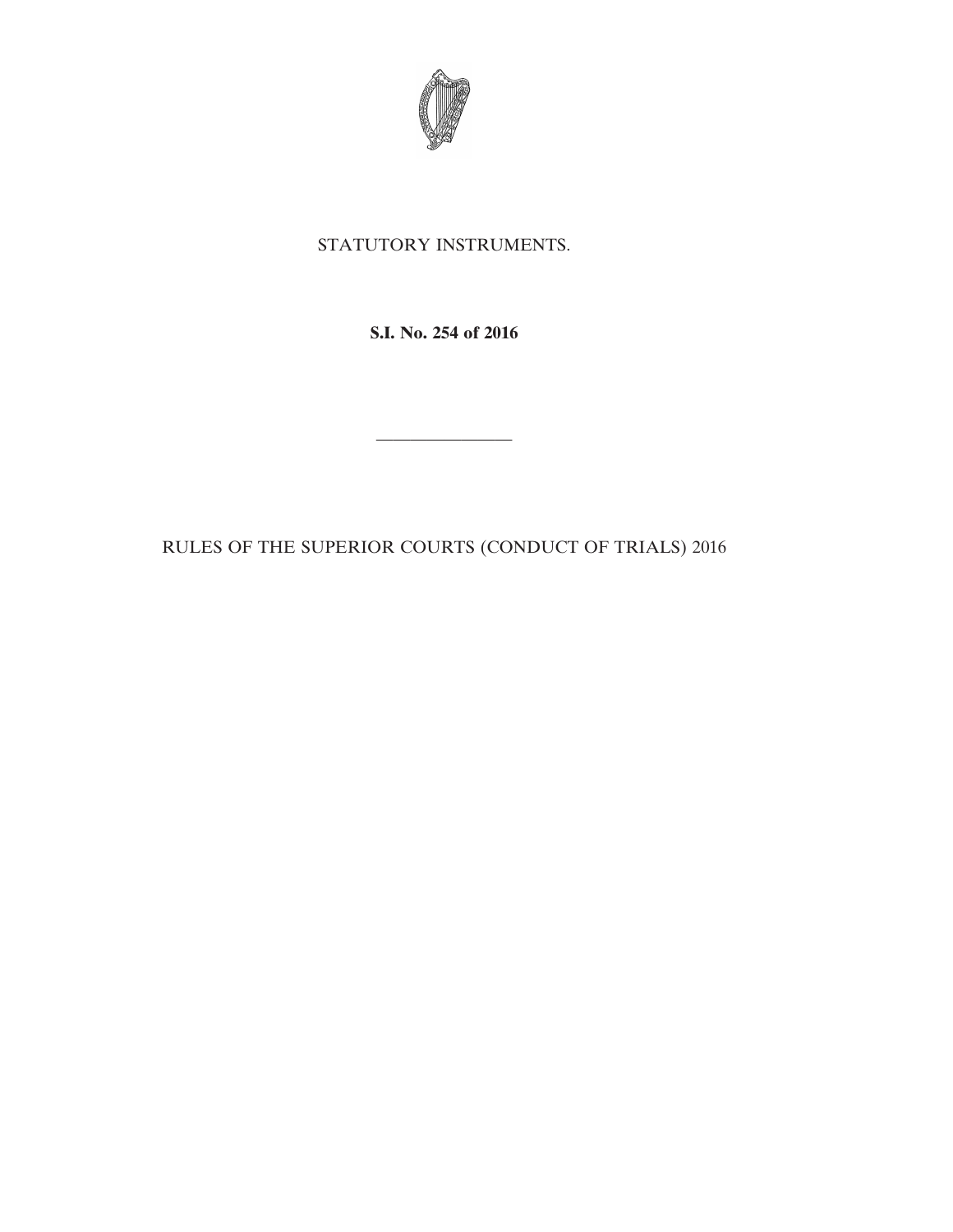STATUTORY INSTRUMENTS.

**S.I. No. 254 of 2016**

---

RULES OF THE SUPERIOR COURTS (CONDUCT OF TRIALS) 2016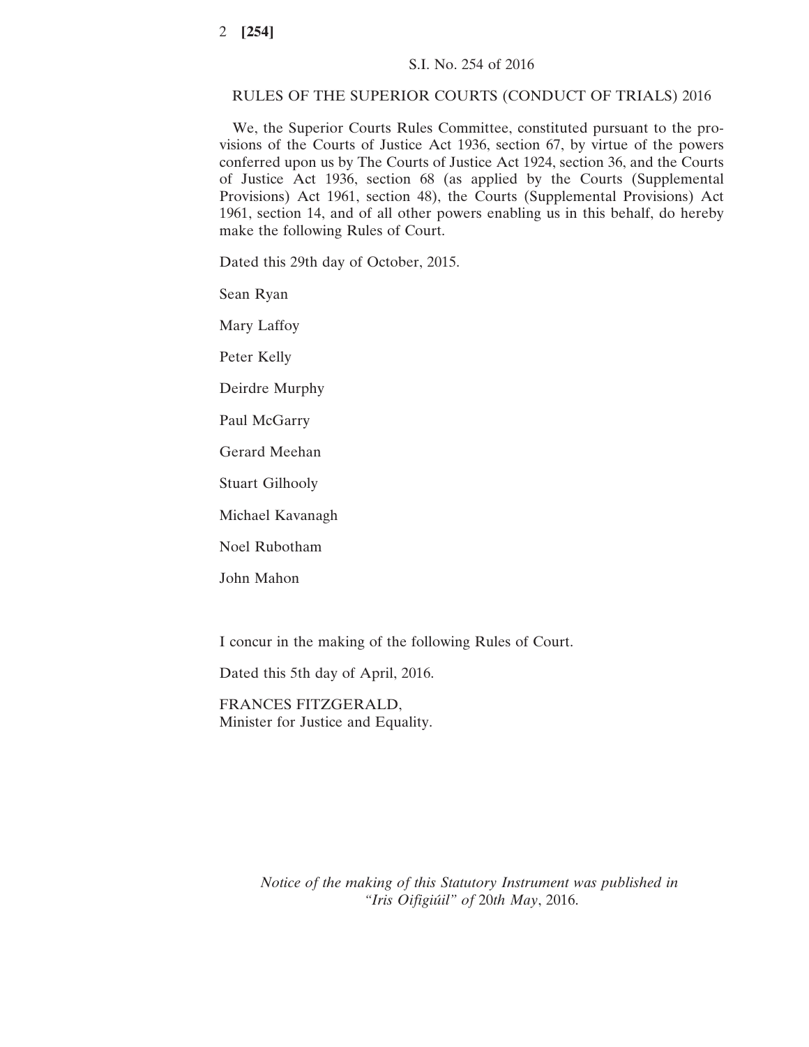S.I. No. 254 of 2016

RULES OF THE SUPERIOR COURTS (CONDUCT OF TRIALS) 2016

We, the Superior Courts Rules Committee, constituted pursuant to the provisions of the Courts of Justice Act 1936, section 67, by virtue of the powers conferred upon us by The Courts of Justice Act 1924, section 36, and the Courts of Justice Act 1936, section 68 (as applied by the Courts (Supplemental Provisions) Act 1961, section 48), the Courts (Supplemental Provisions) Act 1961, section 14, and of all other powers enabling us in this behalf, do hereby make the following Rules of Court.

Dated this 29th day of October, 2015.

Sean Ryan

Mary Laffoy

Peter Kelly

Deirdre Murphy

Paul McGarry

Gerard Meehan

Stuart Gilhooly

Michael Kavanagh

Noel Rubotham

John Mahon

I concur in the making of the following Rules of Court.

Dated this 5th day of April, 2016.

FRANCES FITZGERALD,
Minister for Justice and Equality.

*Notice of the making of this Statutory Instrument was published in "Iris Oifigiúil" of* 20*th May*, 2016.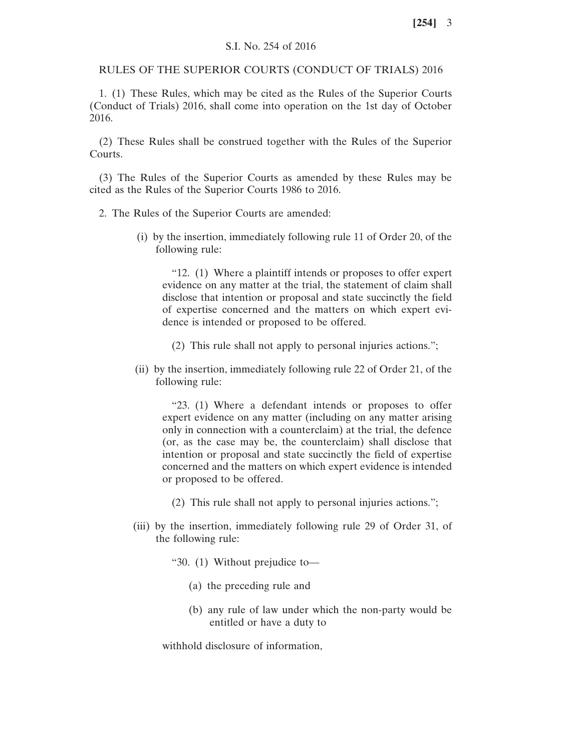S.I. No. 254 of 2016

RULES OF THE SUPERIOR COURTS (CONDUCT OF TRIALS) 2016

1. (1) These Rules, which may be cited as the Rules of the Superior Courts (Conduct of Trials) 2016, shall come into operation on the 1st day of October 2016.

(2) These Rules shall be construed together with the Rules of the Superior Courts.

(3) The Rules of the Superior Courts as amended by these Rules may be cited as the Rules of the Superior Courts 1986 to 2016.

2. The Rules of the Superior Courts are amended:

(i) by the insertion, immediately following rule 11 of Order 20, of the following rule:

> "12. (1) Where a plaintiff intends or proposes to offer expert evidence on any matter at the trial, the statement of claim shall disclose that intention or proposal and state succinctly the field of expertise concerned and the matters on which expert evidence is intended or proposed to be offered.
>
> (2) This rule shall not apply to personal injuries actions.";

(ii) by the insertion, immediately following rule 22 of Order 21, of the following rule:

> "23. (1) Where a defendant intends or proposes to offer expert evidence on any matter (including on any matter arising only in connection with a counterclaim) at the trial, the defence (or, as the case may be, the counterclaim) shall disclose that intention or proposal and state succinctly the field of expertise concerned and the matters on which expert evidence is intended or proposed to be offered.
>
> (2) This rule shall not apply to personal injuries actions.";

(iii) by the insertion, immediately following rule 29 of Order 31, of the following rule:

> "30. (1) Without prejudice to—
>
> (a) the preceding rule and
>
> (b) any rule of law under which the non-party would be entitled or have a duty to
>
> withhold disclosure of information,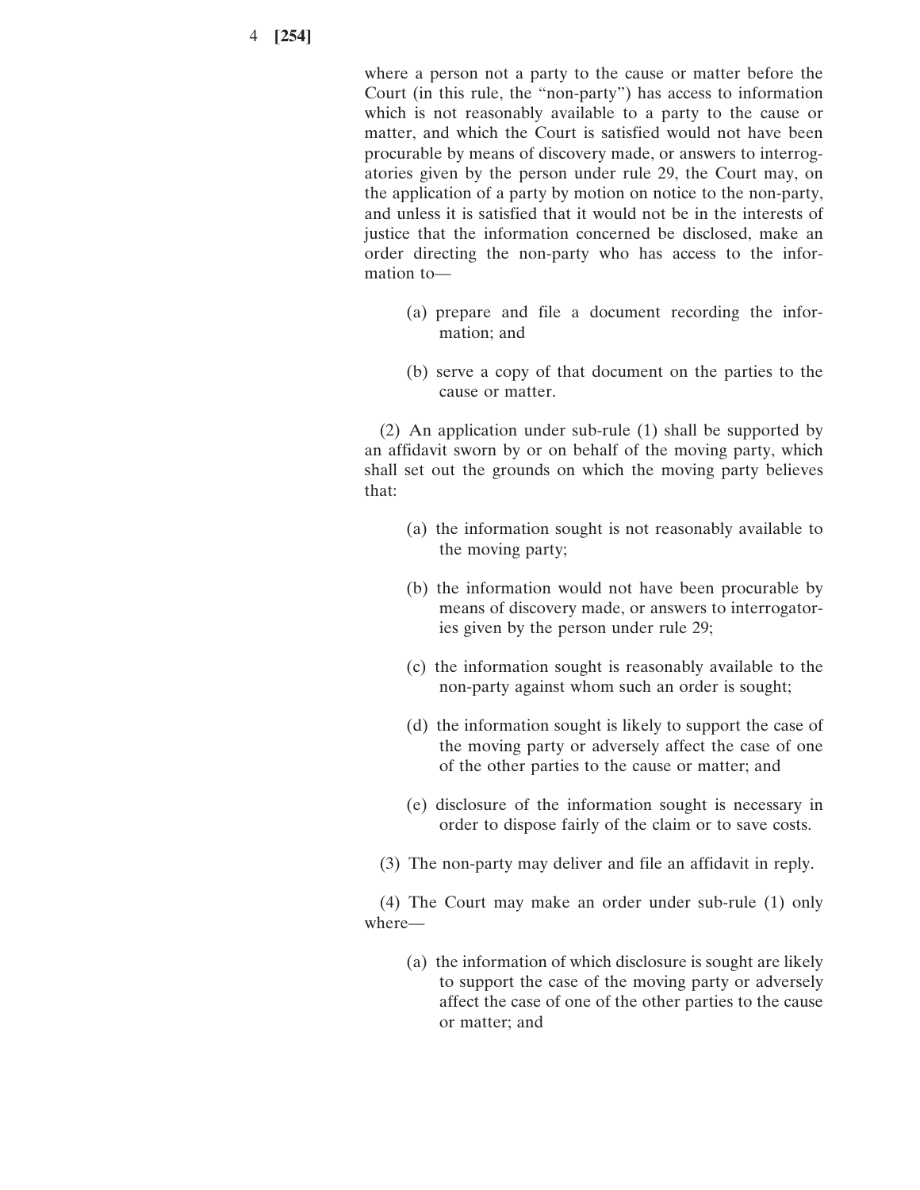where a person not a party to the cause or matter before the Court (in this rule, the "non-party") has access to information which is not reasonably available to a party to the cause or matter, and which the Court is satisfied would not have been procurable by means of discovery made, or answers to interrogatories given by the person under rule 29, the Court may, on the application of a party by motion on notice to the non-party, and unless it is satisfied that it would not be in the interests of justice that the information concerned be disclosed, make an order directing the non-party who has access to the information to—

(a) prepare and file a document recording the information; and

(b) serve a copy of that document on the parties to the cause or matter.

(2) An application under sub-rule (1) shall be supported by an affidavit sworn by or on behalf of the moving party, which shall set out the grounds on which the moving party believes that:

(a) the information sought is not reasonably available to the moving party;

(b) the information would not have been procurable by means of discovery made, or answers to interrogatories given by the person under rule 29;

(c) the information sought is reasonably available to the non-party against whom such an order is sought;

(d) the information sought is likely to support the case of the moving party or adversely affect the case of one of the other parties to the cause or matter; and

(e) disclosure of the information sought is necessary in order to dispose fairly of the claim or to save costs.

(3) The non-party may deliver and file an affidavit in reply.

(4) The Court may make an order under sub-rule (1) only where—

(a) the information of which disclosure is sought are likely to support the case of the moving party or adversely affect the case of one of the other parties to the cause or matter; and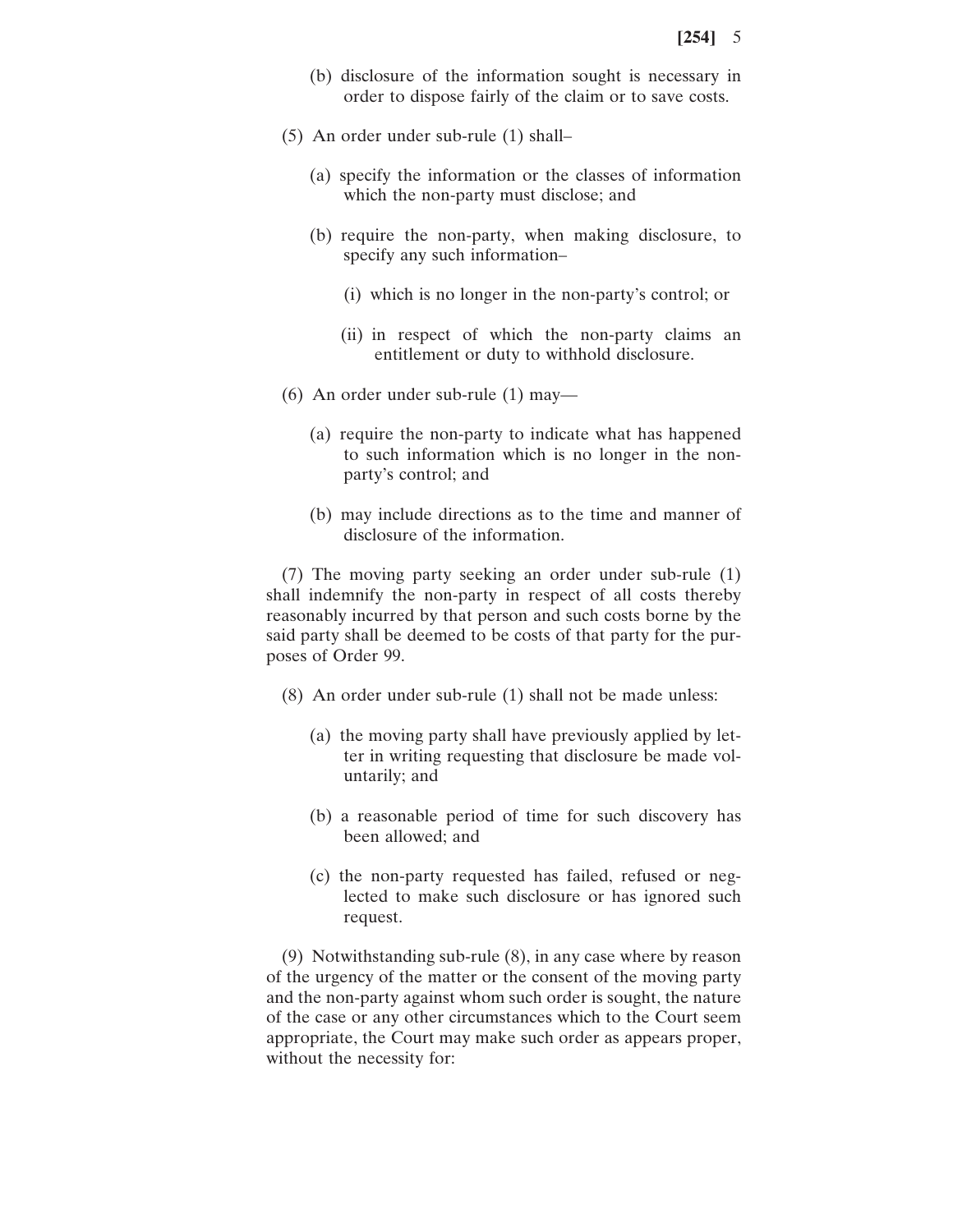(b) disclosure of the information sought is necessary in order to dispose fairly of the claim or to save costs.

(5) An order under sub-rule (1) shall–

(a) specify the information or the classes of information which the non-party must disclose; and

(b) require the non-party, when making disclosure, to specify any such information–

(i) which is no longer in the non-party's control; or

(ii) in respect of which the non-party claims an entitlement or duty to withhold disclosure.

(6) An order under sub-rule (1) may—

(a) require the non-party to indicate what has happened to such information which is no longer in the non-party's control; and

(b) may include directions as to the time and manner of disclosure of the information.

(7) The moving party seeking an order under sub-rule (1) shall indemnify the non-party in respect of all costs thereby reasonably incurred by that person and such costs borne by the said party shall be deemed to be costs of that party for the purposes of Order 99.

(8) An order under sub-rule (1) shall not be made unless:

(a) the moving party shall have previously applied by letter in writing requesting that disclosure be made voluntarily; and

(b) a reasonable period of time for such discovery has been allowed; and

(c) the non-party requested has failed, refused or neglected to make such disclosure or has ignored such request.

(9) Notwithstanding sub-rule (8), in any case where by reason of the urgency of the matter or the consent of the moving party and the non-party against whom such order is sought, the nature of the case or any other circumstances which to the Court seem appropriate, the Court may make such order as appears proper, without the necessity for: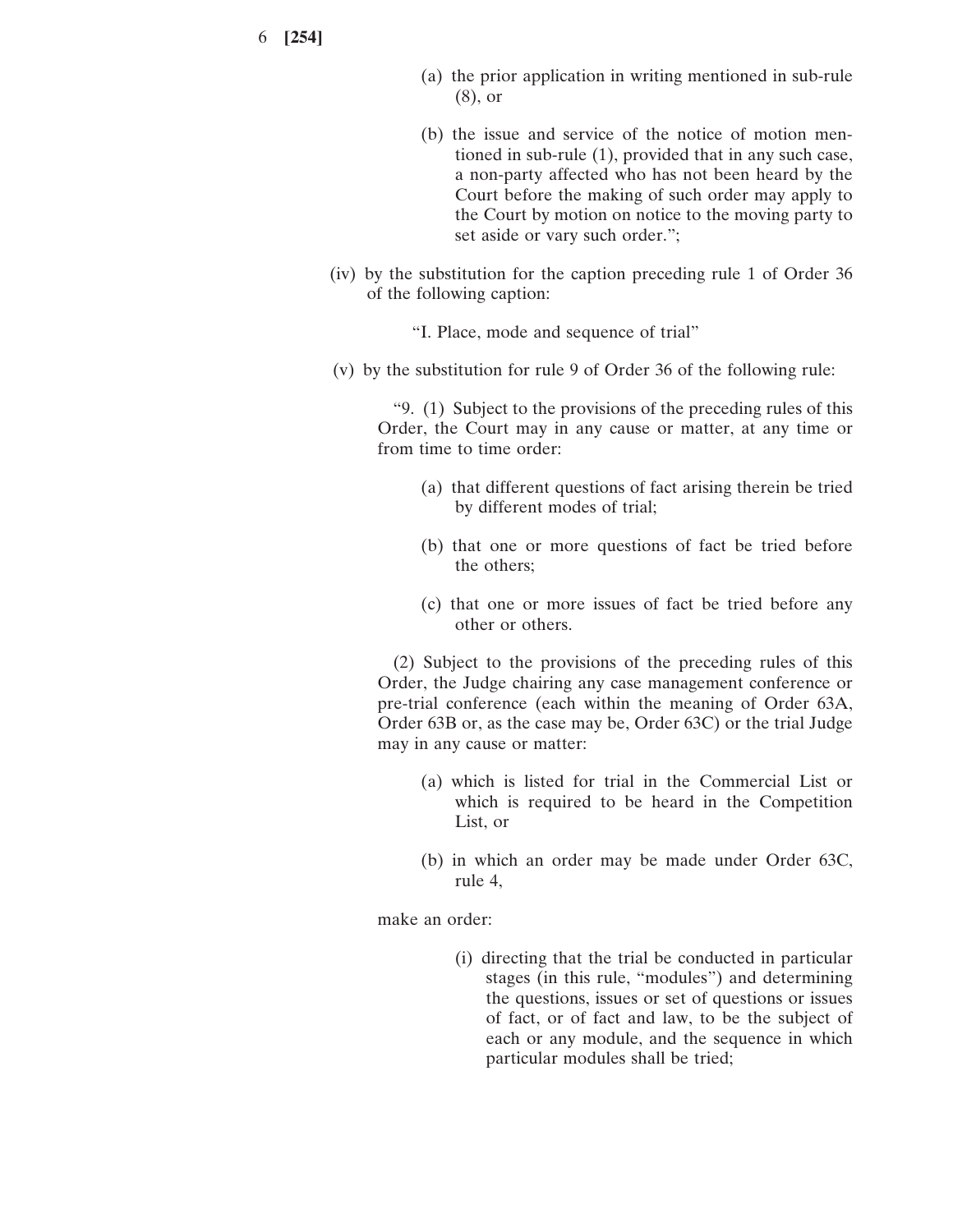(a) the prior application in writing mentioned in sub-rule (8), or

(b) the issue and service of the notice of motion mentioned in sub-rule (1), provided that in any such case, a non-party affected who has not been heard by the Court before the making of such order may apply to the Court by motion on notice to the moving party to set aside or vary such order.";

(iv) by the substitution for the caption preceding rule 1 of Order 36 of the following caption:

"I. Place, mode and sequence of trial"

(v) by the substitution for rule 9 of Order 36 of the following rule:

"9. (1) Subject to the provisions of the preceding rules of this Order, the Court may in any cause or matter, at any time or from time to time order:

(a) that different questions of fact arising therein be tried by different modes of trial;

(b) that one or more questions of fact be tried before the others;

(c) that one or more issues of fact be tried before any other or others.

(2) Subject to the provisions of the preceding rules of this Order, the Judge chairing any case management conference or pre-trial conference (each within the meaning of Order 63A, Order 63B or, as the case may be, Order 63C) or the trial Judge may in any cause or matter:

(a) which is listed for trial in the Commercial List or which is required to be heard in the Competition List, or

(b) in which an order may be made under Order 63C, rule 4,

make an order:

(i) directing that the trial be conducted in particular stages (in this rule, "modules") and determining the questions, issues or set of questions or issues of fact, or of fact and law, to be the subject of each or any module, and the sequence in which particular modules shall be tried;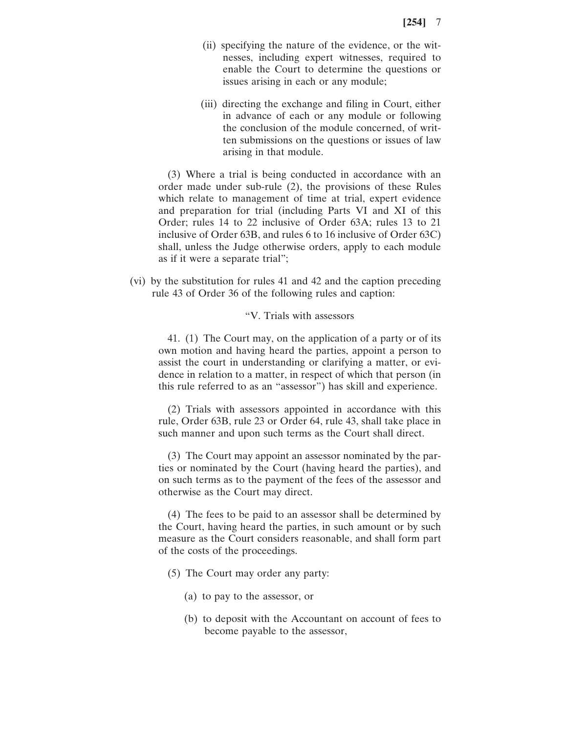(ii) specifying the nature of the evidence, or the witnesses, including expert witnesses, required to enable the Court to determine the questions or issues arising in each or any module;

(iii) directing the exchange and filing in Court, either in advance of each or any module or following the conclusion of the module concerned, of written submissions on the questions or issues of law arising in that module.

(3) Where a trial is being conducted in accordance with an order made under sub-rule (2), the provisions of these Rules which relate to management of time at trial, expert evidence and preparation for trial (including Parts VI and XI of this Order; rules 14 to 22 inclusive of Order 63A; rules 13 to 21 inclusive of Order 63B, and rules 6 to 16 inclusive of Order 63C) shall, unless the Judge otherwise orders, apply to each module as if it were a separate trial";

(vi) by the substitution for rules 41 and 42 and the caption preceding rule 43 of Order 36 of the following rules and caption:

"V. Trials with assessors

41. (1) The Court may, on the application of a party or of its own motion and having heard the parties, appoint a person to assist the court in understanding or clarifying a matter, or evidence in relation to a matter, in respect of which that person (in this rule referred to as an "assessor") has skill and experience.

(2) Trials with assessors appointed in accordance with this rule, Order 63B, rule 23 or Order 64, rule 43, shall take place in such manner and upon such terms as the Court shall direct.

(3) The Court may appoint an assessor nominated by the parties or nominated by the Court (having heard the parties), and on such terms as to the payment of the fees of the assessor and otherwise as the Court may direct.

(4) The fees to be paid to an assessor shall be determined by the Court, having heard the parties, in such amount or by such measure as the Court considers reasonable, and shall form part of the costs of the proceedings.

(5) The Court may order any party:

(a) to pay to the assessor, or

(b) to deposit with the Accountant on account of fees to become payable to the assessor,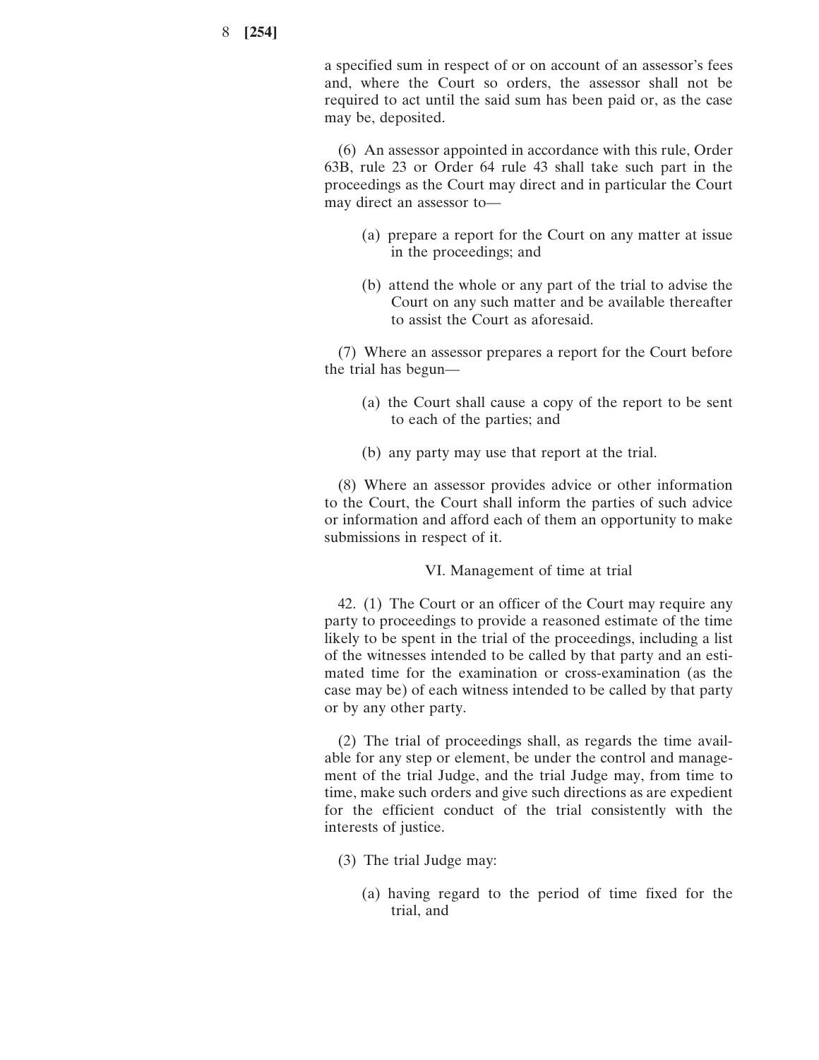a specified sum in respect of or on account of an assessor's fees and, where the Court so orders, the assessor shall not be required to act until the said sum has been paid or, as the case may be, deposited.

(6) An assessor appointed in accordance with this rule, Order 63B, rule 23 or Order 64 rule 43 shall take such part in the proceedings as the Court may direct and in particular the Court may direct an assessor to—

(a) prepare a report for the Court on any matter at issue in the proceedings; and

(b) attend the whole or any part of the trial to advise the Court on any such matter and be available thereafter to assist the Court as aforesaid.

(7) Where an assessor prepares a report for the Court before the trial has begun—

(a) the Court shall cause a copy of the report to be sent to each of the parties; and

(b) any party may use that report at the trial.

(8) Where an assessor provides advice or other information to the Court, the Court shall inform the parties of such advice or information and afford each of them an opportunity to make submissions in respect of it.

VI. Management of time at trial

42. (1) The Court or an officer of the Court may require any party to proceedings to provide a reasoned estimate of the time likely to be spent in the trial of the proceedings, including a list of the witnesses intended to be called by that party and an estimated time for the examination or cross-examination (as the case may be) of each witness intended to be called by that party or by any other party.

(2) The trial of proceedings shall, as regards the time available for any step or element, be under the control and management of the trial Judge, and the trial Judge may, from time to time, make such orders and give such directions as are expedient for the efficient conduct of the trial consistently with the interests of justice.

(3) The trial Judge may:

(a) having regard to the period of time fixed for the trial, and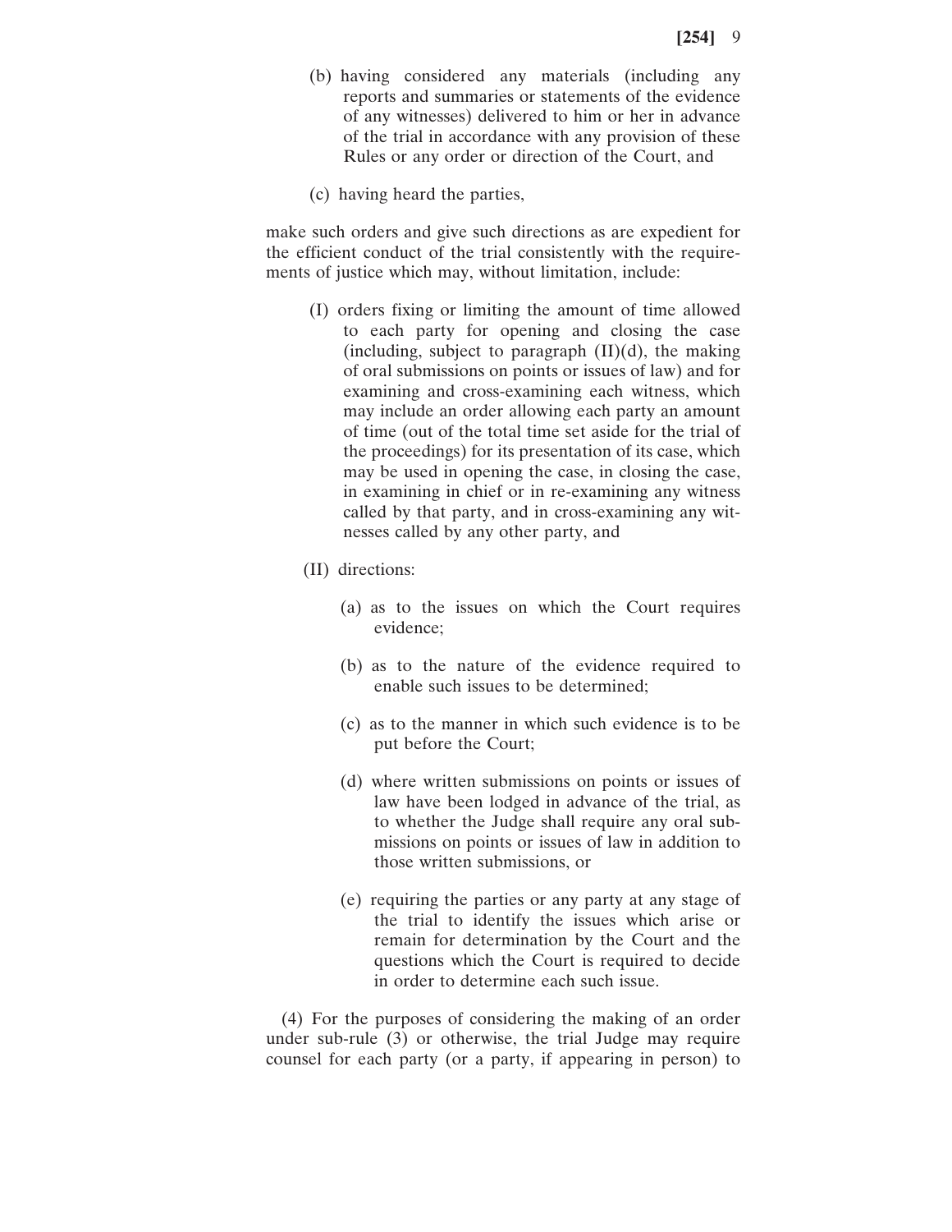(b) having considered any materials (including any reports and summaries or statements of the evidence of any witnesses) delivered to him or her in advance of the trial in accordance with any provision of these Rules or any order or direction of the Court, and

(c) having heard the parties,

make such orders and give such directions as are expedient for the efficient conduct of the trial consistently with the requirements of justice which may, without limitation, include:

(I) orders fixing or limiting the amount of time allowed to each party for opening and closing the case (including, subject to paragraph (II)(d), the making of oral submissions on points or issues of law) and for examining and cross-examining each witness, which may include an order allowing each party an amount of time (out of the total time set aside for the trial of the proceedings) for its presentation of its case, which may be used in opening the case, in closing the case, in examining in chief or in re-examining any witness called by that party, and in cross-examining any witnesses called by any other party, and

(II) directions:

(a) as to the issues on which the Court requires evidence;

(b) as to the nature of the evidence required to enable such issues to be determined;

(c) as to the manner in which such evidence is to be put before the Court;

(d) where written submissions on points or issues of law have been lodged in advance of the trial, as to whether the Judge shall require any oral submissions on points or issues of law in addition to those written submissions, or

(e) requiring the parties or any party at any stage of the trial to identify the issues which arise or remain for determination by the Court and the questions which the Court is required to decide in order to determine each such issue.

(4) For the purposes of considering the making of an order under sub-rule (3) or otherwise, the trial Judge may require counsel for each party (or a party, if appearing in person) to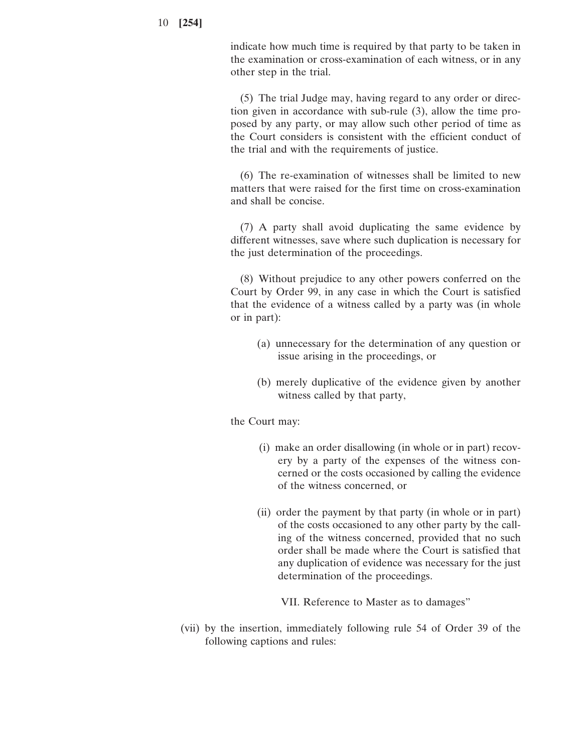indicate how much time is required by that party to be taken in the examination or cross-examination of each witness, or in any other step in the trial.

(5) The trial Judge may, having regard to any order or direction given in accordance with sub-rule (3), allow the time proposed by any party, or may allow such other period of time as the Court considers is consistent with the efficient conduct of the trial and with the requirements of justice.

(6) The re-examination of witnesses shall be limited to new matters that were raised for the first time on cross-examination and shall be concise.

(7) A party shall avoid duplicating the same evidence by different witnesses, save where such duplication is necessary for the just determination of the proceedings.

(8) Without prejudice to any other powers conferred on the Court by Order 99, in any case in which the Court is satisfied that the evidence of a witness called by a party was (in whole or in part):

(a) unnecessary for the determination of any question or issue arising in the proceedings, or

(b) merely duplicative of the evidence given by another witness called by that party,

the Court may:

(i) make an order disallowing (in whole or in part) recovery by a party of the expenses of the witness concerned or the costs occasioned by calling the evidence of the witness concerned, or

(ii) order the payment by that party (in whole or in part) of the costs occasioned to any other party by the calling of the witness concerned, provided that no such order shall be made where the Court is satisfied that any duplication of evidence was necessary for the just determination of the proceedings.

VII. Reference to Master as to damages"

(vii) by the insertion, immediately following rule 54 of Order 39 of the following captions and rules: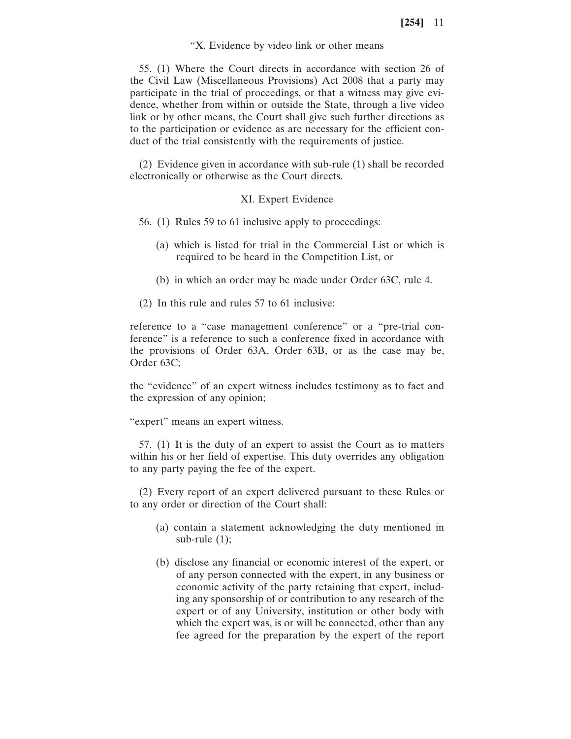"X. Evidence by video link or other means

55. (1) Where the Court directs in accordance with section 26 of the Civil Law (Miscellaneous Provisions) Act 2008 that a party may participate in the trial of proceedings, or that a witness may give evidence, whether from within or outside the State, through a live video link or by other means, the Court shall give such further directions as to the participation or evidence as are necessary for the efficient conduct of the trial consistently with the requirements of justice.

(2) Evidence given in accordance with sub-rule (1) shall be recorded electronically or otherwise as the Court directs.

XI. Expert Evidence

56. (1) Rules 59 to 61 inclusive apply to proceedings:

(a) which is listed for trial in the Commercial List or which is required to be heard in the Competition List, or

(b) in which an order may be made under Order 63C, rule 4.

(2) In this rule and rules 57 to 61 inclusive:

reference to a "case management conference" or a "pre-trial conference" is a reference to such a conference fixed in accordance with the provisions of Order 63A, Order 63B, or as the case may be, Order 63C;

the "evidence" of an expert witness includes testimony as to fact and the expression of any opinion;

"expert" means an expert witness.

57. (1) It is the duty of an expert to assist the Court as to matters within his or her field of expertise. This duty overrides any obligation to any party paying the fee of the expert.

(2) Every report of an expert delivered pursuant to these Rules or to any order or direction of the Court shall:

(a) contain a statement acknowledging the duty mentioned in sub-rule (1);

(b) disclose any financial or economic interest of the expert, or of any person connected with the expert, in any business or economic activity of the party retaining that expert, including any sponsorship of or contribution to any research of the expert or of any University, institution or other body with which the expert was, is or will be connected, other than any fee agreed for the preparation by the expert of the report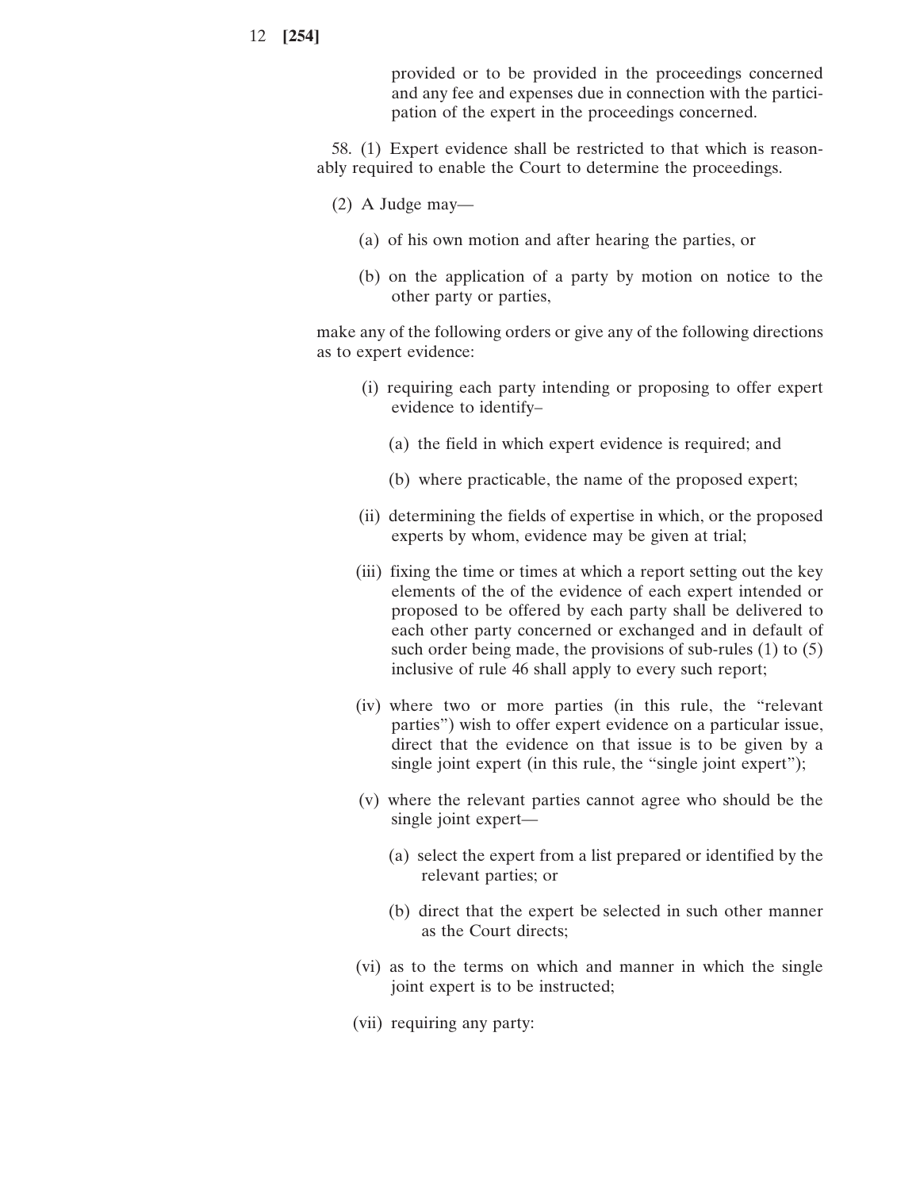provided or to be provided in the proceedings concerned and any fee and expenses due in connection with the participation of the expert in the proceedings concerned.

58. (1) Expert evidence shall be restricted to that which is reasonably required to enable the Court to determine the proceedings.

(2) A Judge may—

(a) of his own motion and after hearing the parties, or

(b) on the application of a party by motion on notice to the other party or parties,

make any of the following orders or give any of the following directions as to expert evidence:

(i) requiring each party intending or proposing to offer expert evidence to identify–

(a) the field in which expert evidence is required; and

(b) where practicable, the name of the proposed expert;

(ii) determining the fields of expertise in which, or the proposed experts by whom, evidence may be given at trial;

(iii) fixing the time or times at which a report setting out the key elements of the of the evidence of each expert intended or proposed to be offered by each party shall be delivered to each other party concerned or exchanged and in default of such order being made, the provisions of sub-rules (1) to (5) inclusive of rule 46 shall apply to every such report;

(iv) where two or more parties (in this rule, the "relevant parties") wish to offer expert evidence on a particular issue, direct that the evidence on that issue is to be given by a single joint expert (in this rule, the "single joint expert");

(v) where the relevant parties cannot agree who should be the single joint expert—

(a) select the expert from a list prepared or identified by the relevant parties; or

(b) direct that the expert be selected in such other manner as the Court directs;

(vi) as to the terms on which and manner in which the single joint expert is to be instructed;

(vii) requiring any party: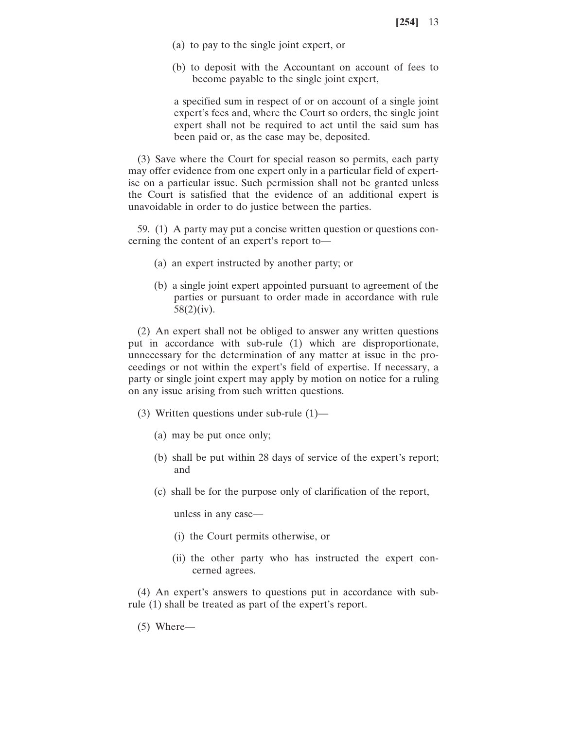(a) to pay to the single joint expert, or

(b) to deposit with the Accountant on account of fees to become payable to the single joint expert,

a specified sum in respect of or on account of a single joint expert's fees and, where the Court so orders, the single joint expert shall not be required to act until the said sum has been paid or, as the case may be, deposited.

(3) Save where the Court for special reason so permits, each party may offer evidence from one expert only in a particular field of expertise on a particular issue. Such permission shall not be granted unless the Court is satisfied that the evidence of an additional expert is unavoidable in order to do justice between the parties.

59. (1) A party may put a concise written question or questions concerning the content of an expert's report to—

(a) an expert instructed by another party; or

(b) a single joint expert appointed pursuant to agreement of the parties or pursuant to order made in accordance with rule 58(2)(iv).

(2) An expert shall not be obliged to answer any written questions put in accordance with sub-rule (1) which are disproportionate, unnecessary for the determination of any matter at issue in the proceedings or not within the expert's field of expertise. If necessary, a party or single joint expert may apply by motion on notice for a ruling on any issue arising from such written questions.

(3) Written questions under sub-rule (1)—

(a) may be put once only;

(b) shall be put within 28 days of service of the expert's report; and

(c) shall be for the purpose only of clarification of the report,

unless in any case—

(i) the Court permits otherwise, or

(ii) the other party who has instructed the expert concerned agrees.

(4) An expert's answers to questions put in accordance with sub-rule (1) shall be treated as part of the expert's report.

(5) Where—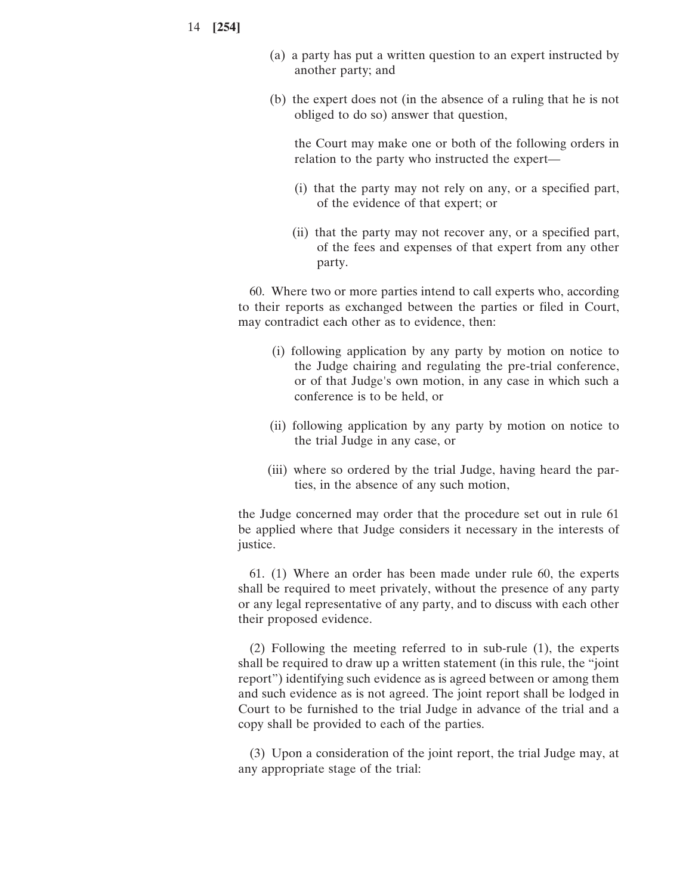(a) a party has put a written question to an expert instructed by another party; and

(b) the expert does not (in the absence of a ruling that he is not obliged to do so) answer that question,

the Court may make one or both of the following orders in relation to the party who instructed the expert—

(i) that the party may not rely on any, or a specified part, of the evidence of that expert; or

(ii) that the party may not recover any, or a specified part, of the fees and expenses of that expert from any other party.

60. Where two or more parties intend to call experts who, according to their reports as exchanged between the parties or filed in Court, may contradict each other as to evidence, then:

(i) following application by any party by motion on notice to the Judge chairing and regulating the pre-trial conference, or of that Judge's own motion, in any case in which such a conference is to be held, or

(ii) following application by any party by motion on notice to the trial Judge in any case, or

(iii) where so ordered by the trial Judge, having heard the parties, in the absence of any such motion,

the Judge concerned may order that the procedure set out in rule 61 be applied where that Judge considers it necessary in the interests of justice.

61. (1) Where an order has been made under rule 60, the experts shall be required to meet privately, without the presence of any party or any legal representative of any party, and to discuss with each other their proposed evidence.

(2) Following the meeting referred to in sub-rule (1), the experts shall be required to draw up a written statement (in this rule, the "joint report") identifying such evidence as is agreed between or among them and such evidence as is not agreed. The joint report shall be lodged in Court to be furnished to the trial Judge in advance of the trial and a copy shall be provided to each of the parties.

(3) Upon a consideration of the joint report, the trial Judge may, at any appropriate stage of the trial: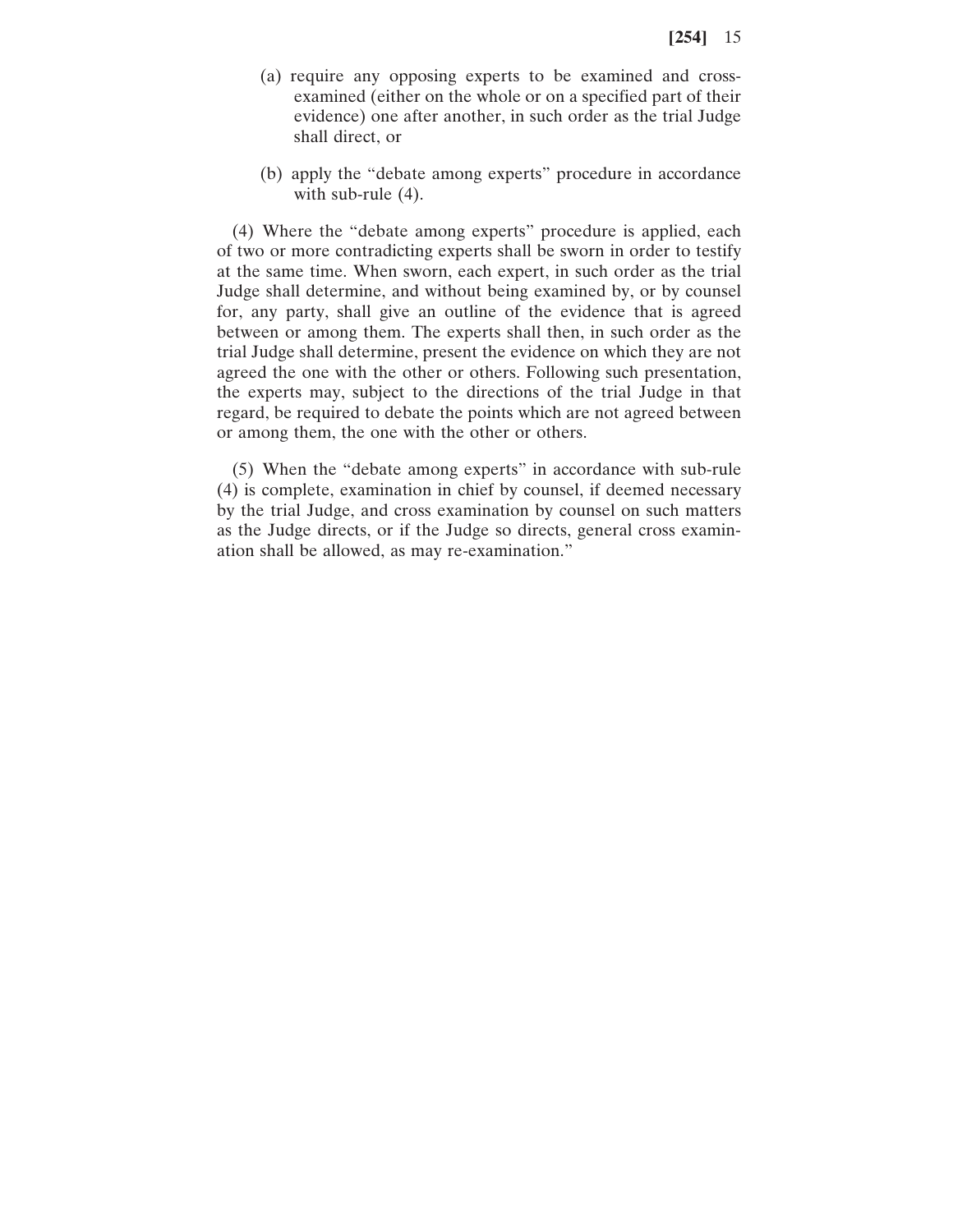(a) require any opposing experts to be examined and cross-examined (either on the whole or on a specified part of their evidence) one after another, in such order as the trial Judge shall direct, or

(b) apply the "debate among experts" procedure in accordance with sub-rule (4).

(4) Where the "debate among experts" procedure is applied, each of two or more contradicting experts shall be sworn in order to testify at the same time. When sworn, each expert, in such order as the trial Judge shall determine, and without being examined by, or by counsel for, any party, shall give an outline of the evidence that is agreed between or among them. The experts shall then, in such order as the trial Judge shall determine, present the evidence on which they are not agreed the one with the other or others. Following such presentation, the experts may, subject to the directions of the trial Judge in that regard, be required to debate the points which are not agreed between or among them, the one with the other or others.

(5) When the "debate among experts" in accordance with sub-rule (4) is complete, examination in chief by counsel, if deemed necessary by the trial Judge, and cross examination by counsel on such matters as the Judge directs, or if the Judge so directs, general cross examination shall be allowed, as may re-examination."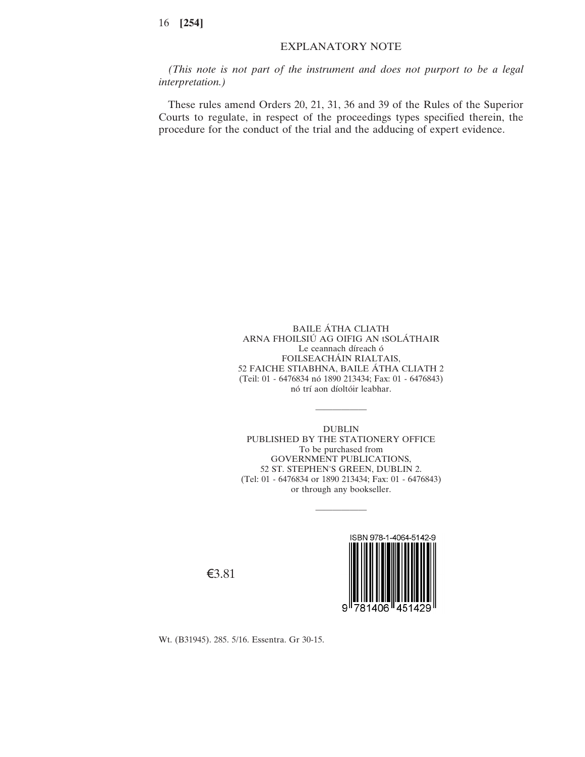## EXPLANATORY NOTE

*(This note is not part of the instrument and does not purport to be a legal interpretation.)*

These rules amend Orders 20, 21, 31, 36 and 39 of the Rules of the Superior Courts to regulate, in respect of the proceedings types specified therein, the procedure for the conduct of the trial and the adducing of expert evidence.

BAILE ÁTHA CLIATH
ARNA FHOILSIÚ AG OIFIG AN tSOLÁTHAIR
Le ceannach díreach ó
FOILSEACHÁIN RIALTAIS,
52 FAICHE STIABHNA, BAILE ÁTHA CLIATH 2
(Teil: 01 - 6476834 nó 1890 213434; Fax: 01 - 6476843)
nó trí aon díoltóir leabhar.

---

DUBLIN
PUBLISHED BY THE STATIONERY OFFICE
To be purchased from
GOVERNMENT PUBLICATIONS,
52 ST. STEPHEN'S GREEN, DUBLIN 2.
(Tel: 01 - 6476834 or 1890 213434; Fax: 01 - 6476843)
or through any bookseller.

---

€3.81

ISBN 978-1-4064-5142-9

9 781406 451429

Wt. (B31945). 285. 5/16. Essentra. Gr 30-15.